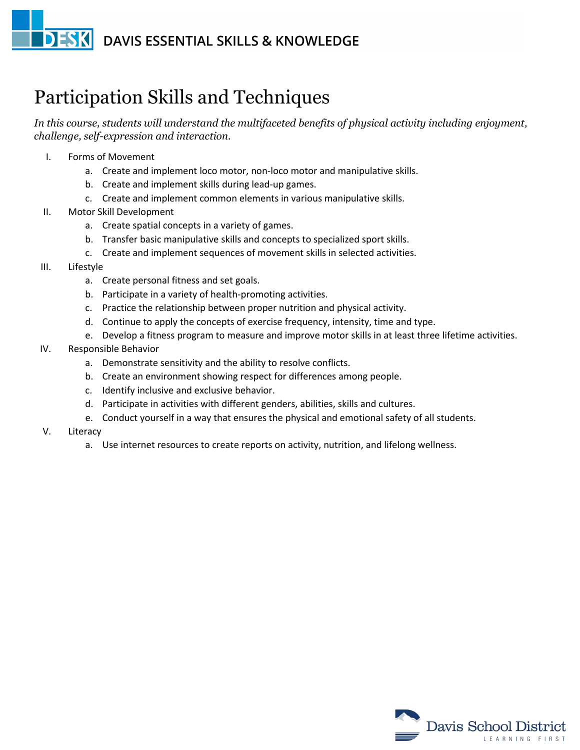# Participation Skills and Techniques

*In this course, students will understand the multifaceted benefits of physical activity including enjoyment, challenge, self-expression and interaction.*

I. Forms of Movement
   a. Create and implement loco motor, non-loco motor and manipulative skills.
   b. Create and implement skills during lead-up games.
   c. Create and implement common elements in various manipulative skills.

II. Motor Skill Development
   a. Create spatial concepts in a variety of games.
   b. Transfer basic manipulative skills and concepts to specialized sport skills.
   c. Create and implement sequences of movement skills in selected activities.

III. Lifestyle
   a. Create personal fitness and set goals.
   b. Participate in a variety of health-promoting activities.
   c. Practice the relationship between proper nutrition and physical activity.
   d. Continue to apply the concepts of exercise frequency, intensity, time and type.
   e. Develop a fitness program to measure and improve motor skills in at least three lifetime activities.

IV. Responsible Behavior
   a. Demonstrate sensitivity and the ability to resolve conflicts.
   b. Create an environment showing respect for differences among people.
   c. Identify inclusive and exclusive behavior.
   d. Participate in activities with different genders, abilities, skills and cultures.
   e. Conduct yourself in a way that ensures the physical and emotional safety of all students.

V. Literacy
   a. Use internet resources to create reports on activity, nutrition, and lifelong wellness.